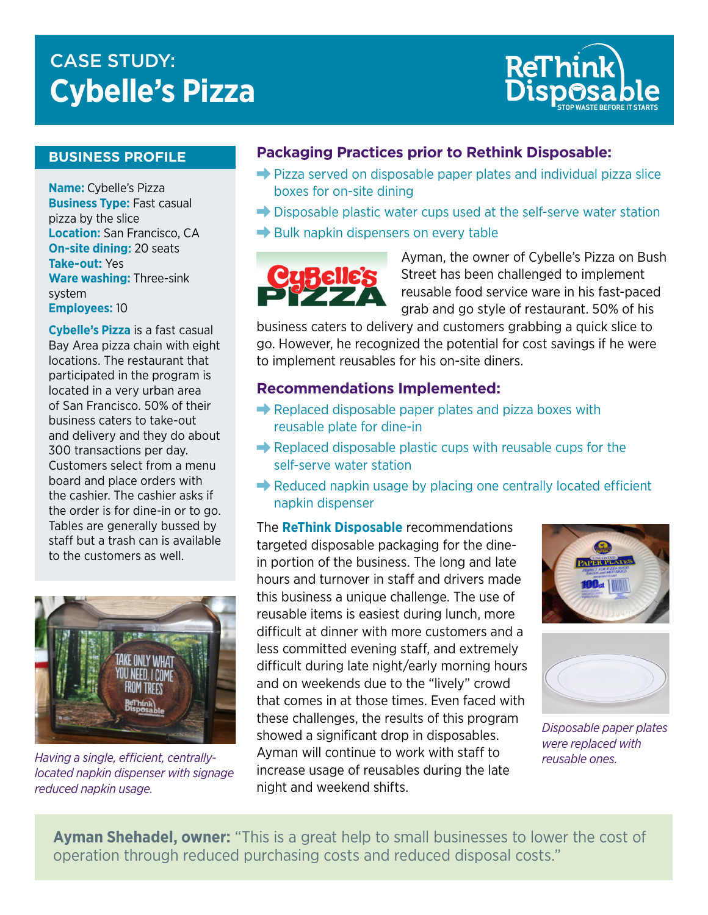# CASE STUDY: Cybelle's Pizza

ReThink Disposable
STOP WASTE BEFORE IT STARTS

## BUSINESS PROFILE

**Name:** Cybelle's Pizza
**Business Type:** Fast casual pizza by the slice
**Location:** San Francisco, CA
**On-site dining:** 20 seats
**Take-out:** Yes
**Ware washing:** Three-sink system
**Employees:** 10

**Cybelle's Pizza** is a fast casual Bay Area pizza chain with eight locations. The restaurant that participated in the program is located in a very urban area of San Francisco. 50% of their business caters to take-out and delivery and they do about 300 transactions per day. Customers select from a menu board and place orders with the cashier. The cashier asks if the order is for dine-in or to go. Tables are generally bussed by staff but a trash can is available to the customers as well.

*Having a single, efficient, centrally-located napkin dispenser with signage reduced napkin usage.*

## Packaging Practices prior to Rethink Disposable:

- Pizza served on disposable paper plates and individual pizza slice boxes for on-site dining
- Disposable plastic water cups used at the self-serve water station
- Bulk napkin dispensers on every table

Ayman, the owner of Cybelle's Pizza on Bush Street has been challenged to implement reusable food service ware in his fast-paced grab and go style of restaurant. 50% of his business caters to delivery and customers grabbing a quick slice to go. However, he recognized the potential for cost savings if he were to implement reusables for his on-site diners.

## Recommendations Implemented:

- Replaced disposable paper plates and pizza boxes with reusable plate for dine-in
- Replaced disposable plastic cups with reusable cups for the self-serve water station
- Reduced napkin usage by placing one centrally located efficient napkin dispenser

The **ReThink Disposable** recommendations targeted disposable packaging for the dine-in portion of the business. The long and late hours and turnover in staff and drivers made this business a unique challenge. The use of reusable items is easiest during lunch, more difficult at dinner with more customers and a less committed evening staff, and extremely difficult during late night/early morning hours and on weekends due to the "lively" crowd that comes in at those times. Even faced with these challenges, the results of this program showed a significant drop in disposables. Ayman will continue to work with staff to increase usage of reusables during the late night and weekend shifts.

*Disposable paper plates were replaced with reusable ones.*

**Ayman Shehadel, owner:** "This is a great help to small businesses to lower the cost of operation through reduced purchasing costs and reduced disposal costs."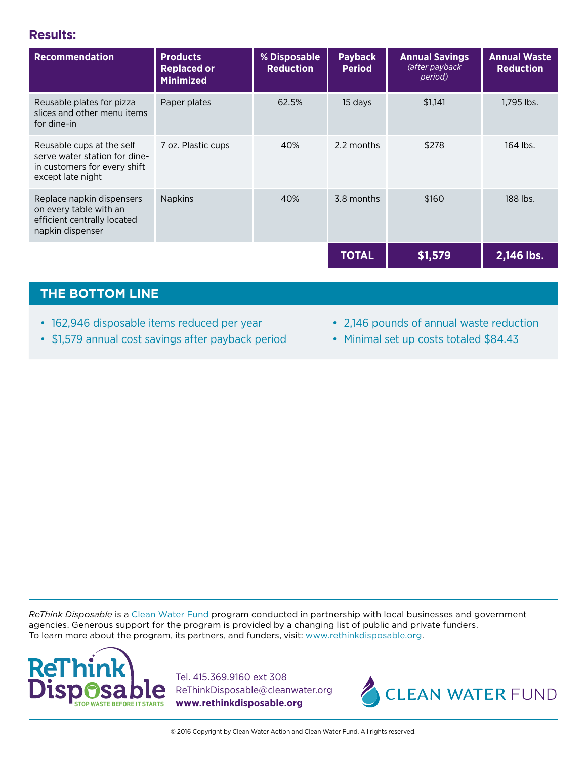**Results:**

| Recommendation | Products Replaced or Minimized | % Disposable Reduction | Payback Period | Annual Savings *(after payback period)* | Annual Waste Reduction |
|---|---|---|---|---|---|
| Reusable plates for pizza slices and other menu items for dine-in | Paper plates | 62.5% | 15 days | $1,141 | 1,795 lbs. |
| Reusable cups at the self serve water station for dine-in customers for every shift except late night | 7 oz. Plastic cups | 40% | 2.2 months | $278 | 164 lbs. |
| Replace napkin dispensers on every table with an efficient centrally located napkin dispenser | Napkins | 40% | 3.8 months | $160 | 188 lbs. |
| | | | **TOTAL** | **$1,579** | **2,146 lbs.** |

## THE BOTTOM LINE

- 162,946 disposable items reduced per year
- $1,579 annual cost savings after payback period
- 2,146 pounds of annual waste reduction
- Minimal set up costs totaled $84.43

*ReThink Disposable* is a Clean Water Fund program conducted in partnership with local businesses and government agencies. Generous support for the program is provided by a changing list of public and private funders. To learn more about the program, its partners, and funders, visit: www.rethinkdisposable.org.

ReThink Disposable
STOP WASTE BEFORE IT STARTS

Tel. 415.369.9160 ext 308
ReThinkDisposable@cleanwater.org
**www.rethinkdisposable.org**

CLEAN WATER FUND

© 2016 Copyright by Clean Water Action and Clean Water Fund. All rights reserved.